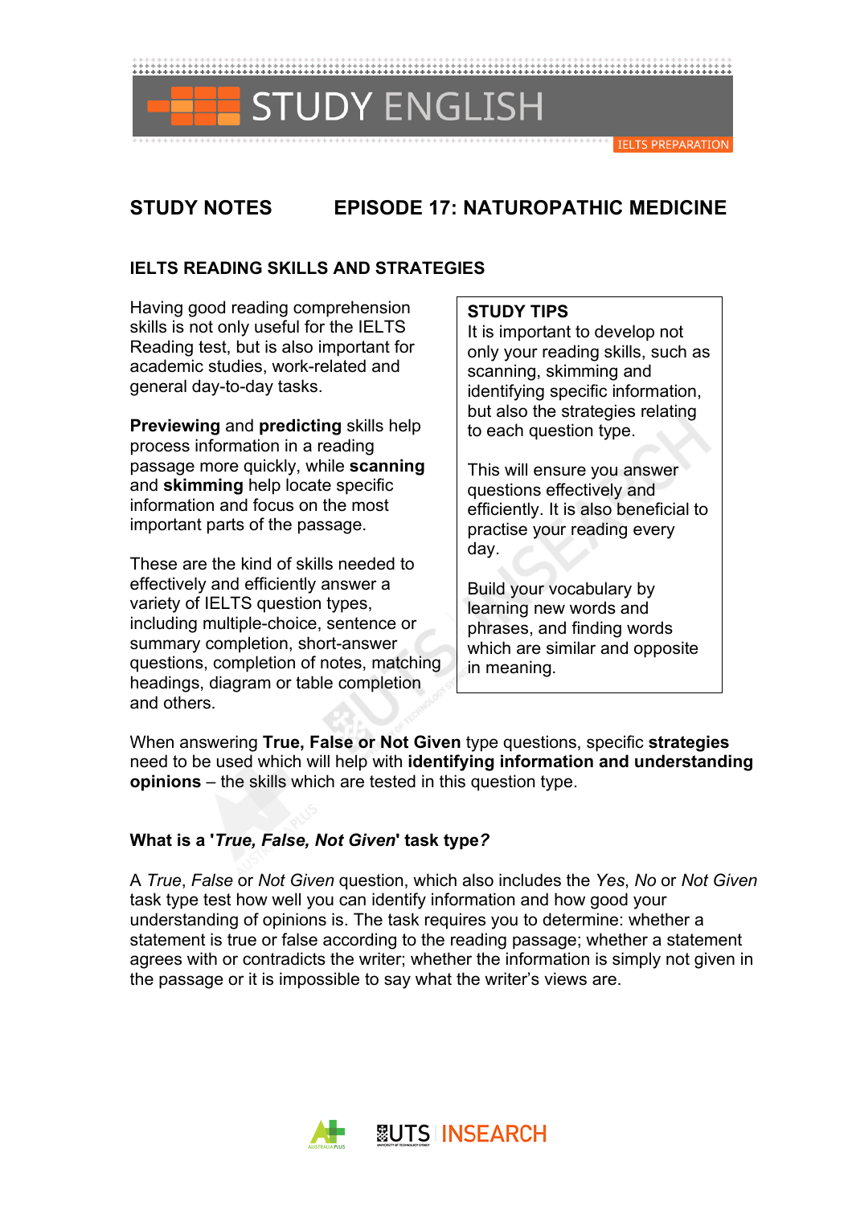# STUDY ENGLISH

IELTS PREPARATION

## STUDY NOTES EPISODE 17: NATUROPATHIC MEDICINE

### IELTS READING SKILLS AND STRATEGIES

Having good reading comprehension skills is not only useful for the IELTS Reading test, but is also important for academic studies, work-related and general day-to-day tasks.

**Previewing** and **predicting** skills help process information in a reading passage more quickly, while **scanning** and **skimming** help locate specific information and focus on the most important parts of the passage.

These are the kind of skills needed to effectively and efficiently answer a variety of IELTS question types, including multiple-choice, sentence or summary completion, short-answer questions, completion of notes, matching headings, diagram or table completion and others.

> **STUDY TIPS**
> It is important to develop not only your reading skills, such as scanning, skimming and identifying specific information, but also the strategies relating to each question type.
>
> This will ensure you answer questions effectively and efficiently. It is also beneficial to practise your reading every day.
>
> Build your vocabulary by learning new words and phrases, and finding words which are similar and opposite in meaning.

When answering **True, False or Not Given** type questions, specific **strategies** need to be used which will help with **identifying information and understanding opinions** – the skills which are tested in this question type.

### What is a '*True, False, Not Given*' task type?

A *True*, *False* or *Not Given* question, which also includes the *Yes*, *No* or *Not Given* task type test how well you can identify information and how good your understanding of opinions is. The task requires you to determine: whether a statement is true or false according to the reading passage; whether a statement agrees with or contradicts the writer; whether the information is simply not given in the passage or it is impossible to say what the writer's views are.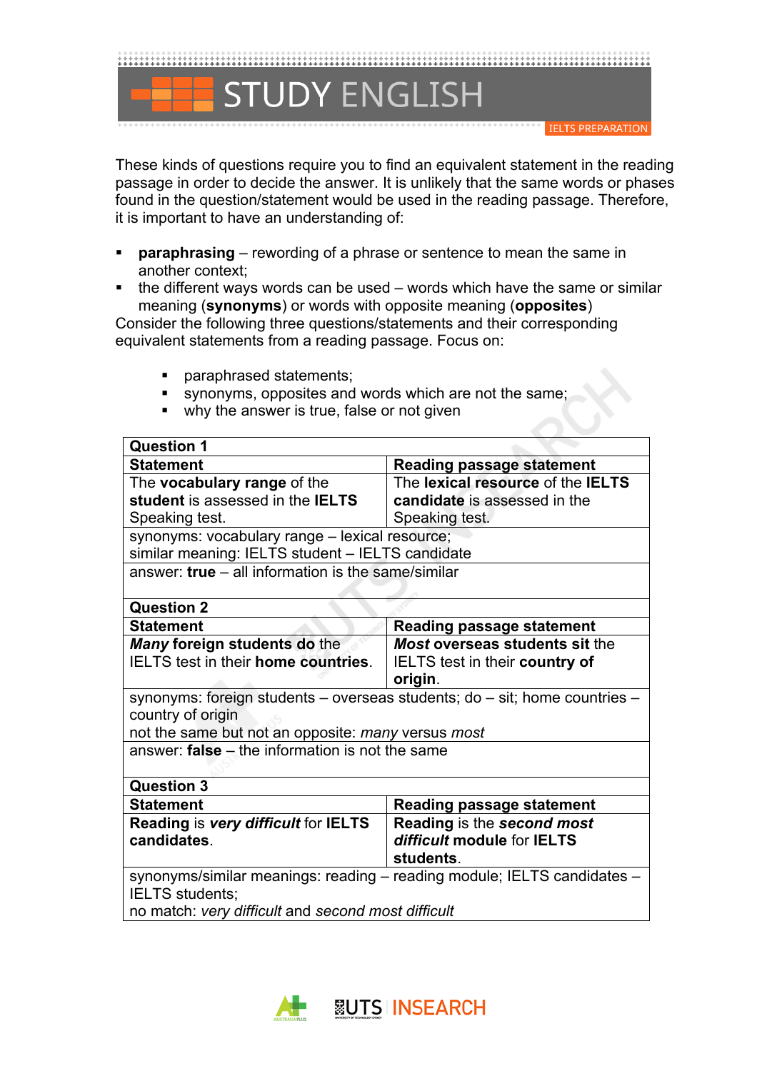These kinds of questions require you to find an equivalent statement in the reading passage in order to decide the answer. It is unlikely that the same words or phases found in the question/statement would be used in the reading passage. Therefore, it is important to have an understanding of:

- **paraphrasing** – rewording of a phrase or sentence to mean the same in another context;
- the different ways words can be used – words which have the same or similar meaning (**synonyms**) or words with opposite meaning (**opposites**)

Consider the following three questions/statements and their corresponding equivalent statements from a reading passage. Focus on:

- paraphrased statements;
- synonyms, opposites and words which are not the same;
- why the answer is true, false or not given

| **Question 1** | |
|---|---|
| **Statement** | **Reading passage statement** |
| The **vocabulary range** of the **student** is assessed in the **IELTS** Speaking test. | The **lexical resource** of the **IELTS candidate** is assessed in the Speaking test. |
| synonyms: vocabulary range – lexical resource; similar meaning: IELTS student – IELTS candidate | |
| answer: **true** – all information is the same/similar | |

| **Question 2** | |
|---|---|
| **Statement** | **Reading passage statement** |
| ***Many*** **foreign students do** the IELTS test in their **home countries**. | ***Most*** **overseas students sit** the IELTS test in their **country of origin**. |
| synonyms: foreign students – overseas students; do – sit; home countries – country of origin<br>not the same but not an opposite: *many* versus *most* | |
| answer: **false** – the information is not the same | |

| **Question 3** | |
|---|---|
| **Statement** | **Reading passage statement** |
| **Reading** is ***very difficult*** for **IELTS candidates**. | **Reading** is the ***second most difficult*** **module** for **IELTS students**. |
| synonyms/similar meanings: reading – reading module; IELTS candidates – IELTS students;<br>no match: *very difficult* and *second most difficult* | |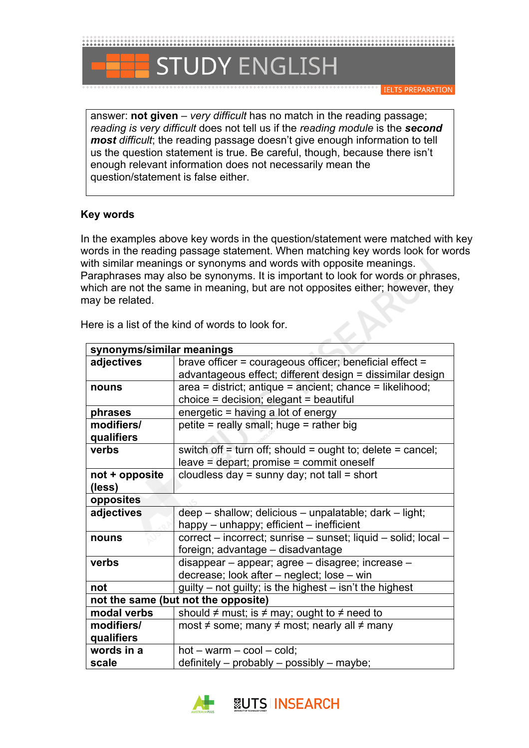answer: **not given** – *very difficult* has no match in the reading passage; *reading is very difficult* does not tell us if the *reading module* is the ***second most*** *difficult*; the reading passage doesn't give enough information to tell us the question statement is true. Be careful, though, because there isn't enough relevant information does not necessarily mean the question/statement is false either.

**Key words**

In the examples above key words in the question/statement were matched with key words in the reading passage statement. When matching key words look for words with similar meanings or synonyms and words with opposite meanings. Paraphrases may also be synonyms. It is important to look for words or phrases, which are not the same in meaning, but are not opposites either; however, they may be related.

Here is a list of the kind of words to look for.

| **synonyms/similar meanings** | |
|---|---|
| **adjectives** | brave officer = courageous officer; beneficial effect = advantageous effect; different design = dissimilar design |
| **nouns** | area = district; antique = ancient; chance = likelihood; choice = decision; elegant = beautiful |
| **phrases** | energetic = having a lot of energy |
| **modifiers/ qualifiers** | petite = really small; huge = rather big |
| **verbs** | switch off = turn off; should = ought to; delete = cancel; leave = depart; promise = commit oneself |
| **not + opposite (less)** | cloudless day = sunny day; not tall = short |
| **opposites** | |
| **adjectives** | deep – shallow; delicious – unpalatable; dark – light; happy – unhappy; efficient – inefficient |
| **nouns** | correct – incorrect; sunrise – sunset; liquid – solid; local – foreign; advantage – disadvantage |
| **verbs** | disappear – appear; agree – disagree; increase – decrease; look after – neglect; lose – win |
| **not** | guilty – not guilty; is the highest – isn't the highest |
| **not the same (but not the opposite)** | |
| **modal verbs** | should ≠ must; is ≠ may; ought to ≠ need to |
| **modifiers/ qualifiers** | most ≠ some; many ≠ most; nearly all ≠ many |
| **words in a scale** | hot – warm – cool – cold; definitely – probably – possibly – maybe; |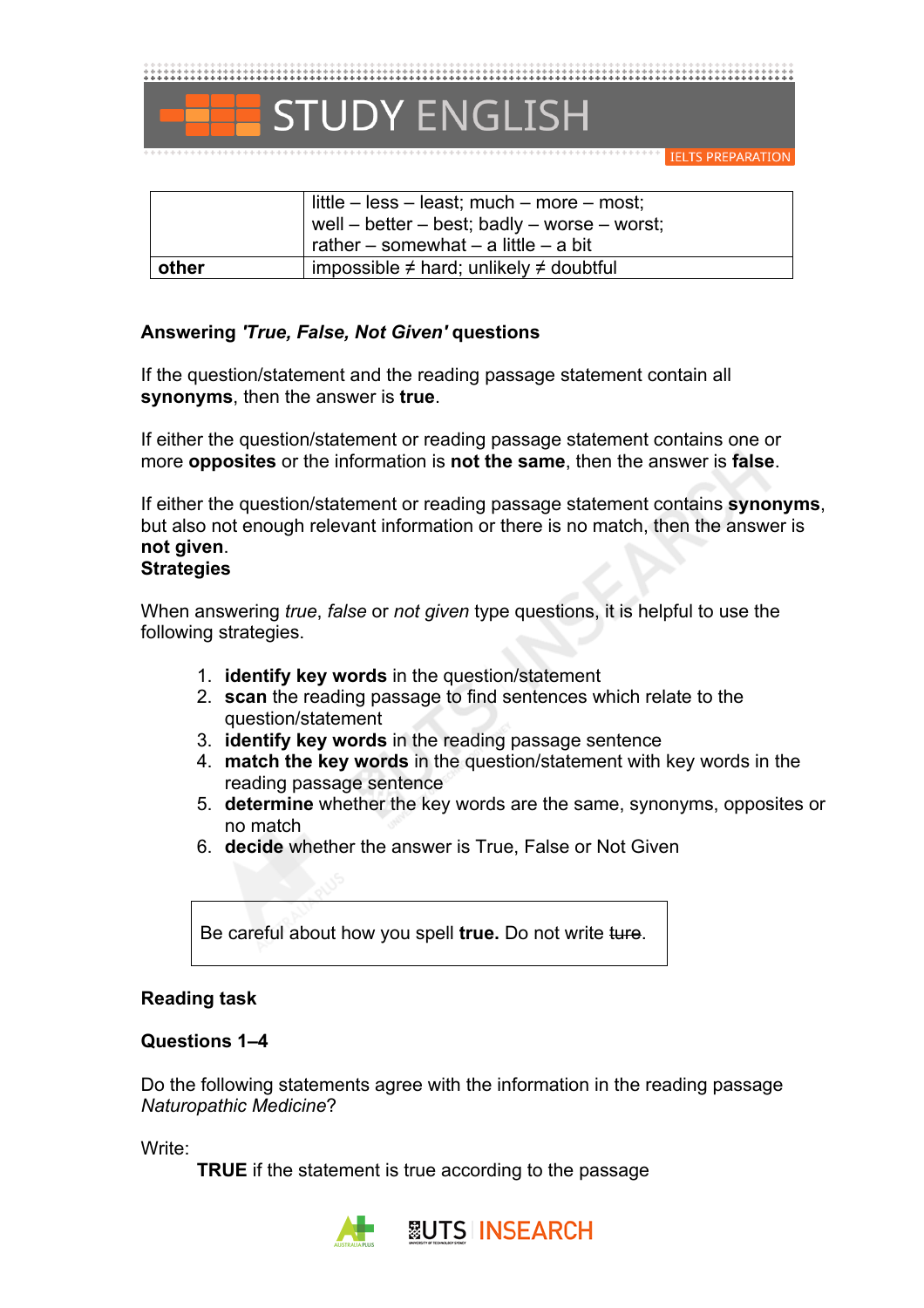| | |
|---|---|
| | little – less – least; much – more – most;<br>well – better – best; badly – worse – worst;<br>rather – somewhat – a little – a bit |
| **other** | impossible ≠ hard; unlikely ≠ doubtful |

**Answering *'True, False, Not Given'* questions**

If the question/statement and the reading passage statement contain all **synonyms**, then the answer is **true**.

If either the question/statement or reading passage statement contains one or more **opposites** or the information is **not the same**, then the answer is **false**.

If either the question/statement or reading passage statement contains **synonyms**, but also not enough relevant information or there is no match, then the answer is **not given**.

**Strategies**

When answering *true*, *false* or *not given* type questions, it is helpful to use the following strategies.

1. **identify key words** in the question/statement
2. **scan** the reading passage to find sentences which relate to the question/statement
3. **identify key words** in the reading passage sentence
4. **match the key words** in the question/statement with key words in the reading passage sentence
5. **determine** whether the key words are the same, synonyms, opposites or no match
6. **decide** whether the answer is True, False or Not Given

> Be careful about how you spell **true.** Do not write ~~ture~~.

**Reading task**

**Questions 1–4**

Do the following statements agree with the information in the reading passage *Naturopathic Medicine*?

Write:

**TRUE** if the statement is true according to the passage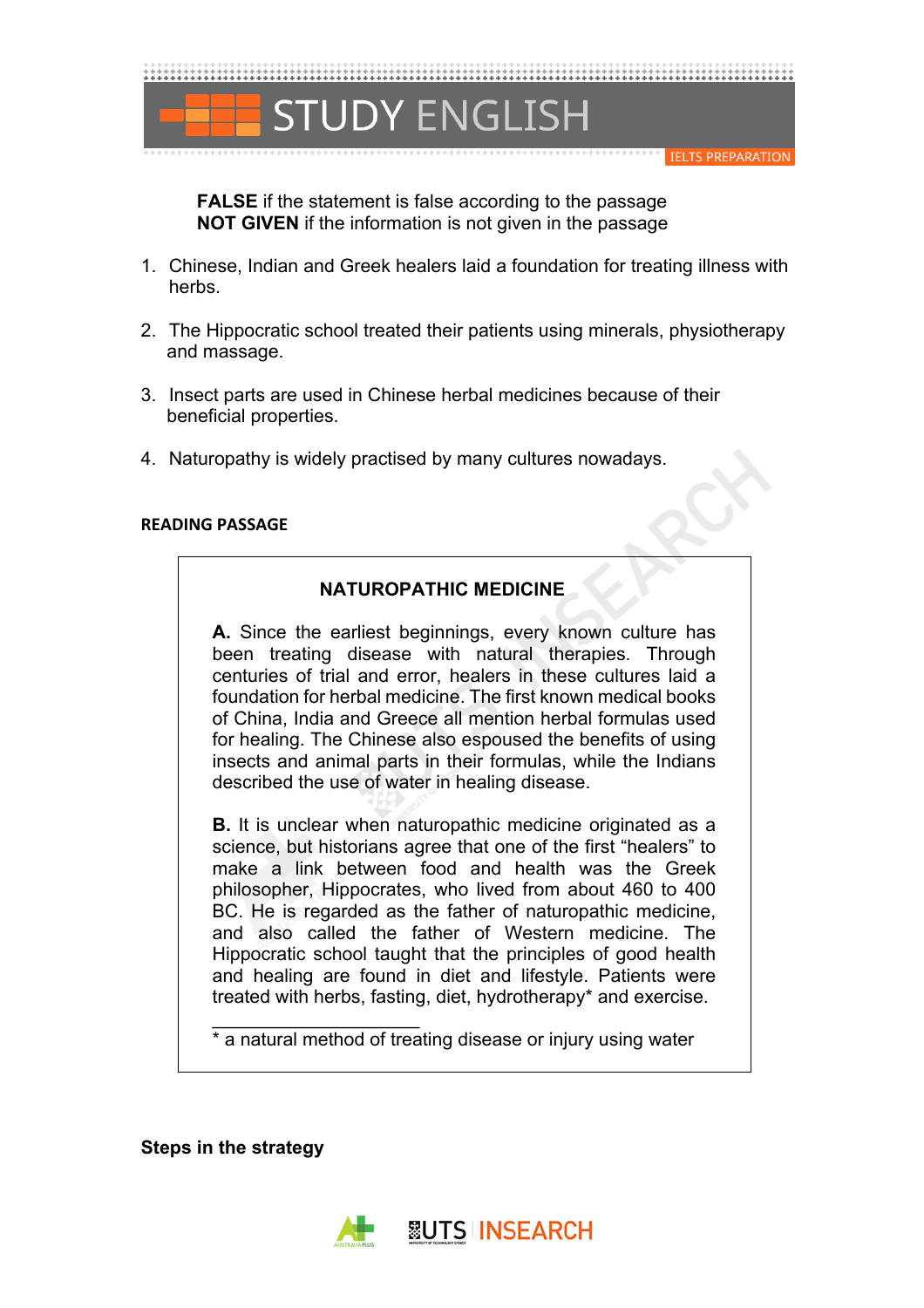**FALSE** if the statement is false according to the passage
**NOT GIVEN** if the information is not given in the passage

1. Chinese, Indian and Greek healers laid a foundation for treating illness with herbs.

2. The Hippocratic school treated their patients using minerals, physiotherapy and massage.

3. Insect parts are used in Chinese herbal medicines because of their beneficial properties.

4. Naturopathy is widely practised by many cultures nowadays.

**READING PASSAGE**

### NATUROPATHIC MEDICINE

**A.** Since the earliest beginnings, every known culture has been treating disease with natural therapies. Through centuries of trial and error, healers in these cultures laid a foundation for herbal medicine. The first known medical books of China, India and Greece all mention herbal formulas used for healing. The Chinese also espoused the benefits of using insects and animal parts in their formulas, while the Indians described the use of water in healing disease.

**B.** It is unclear when naturopathic medicine originated as a science, but historians agree that one of the first "healers" to make a link between food and health was the Greek philosopher, Hippocrates, who lived from about 460 to 400 BC. He is regarded as the father of naturopathic medicine, and also called the father of Western medicine. The Hippocratic school taught that the principles of good health and healing are found in diet and lifestyle. Patients were treated with herbs, fasting, diet, hydrotherapy* and exercise.

---

* a natural method of treating disease or injury using water

**Steps in the strategy**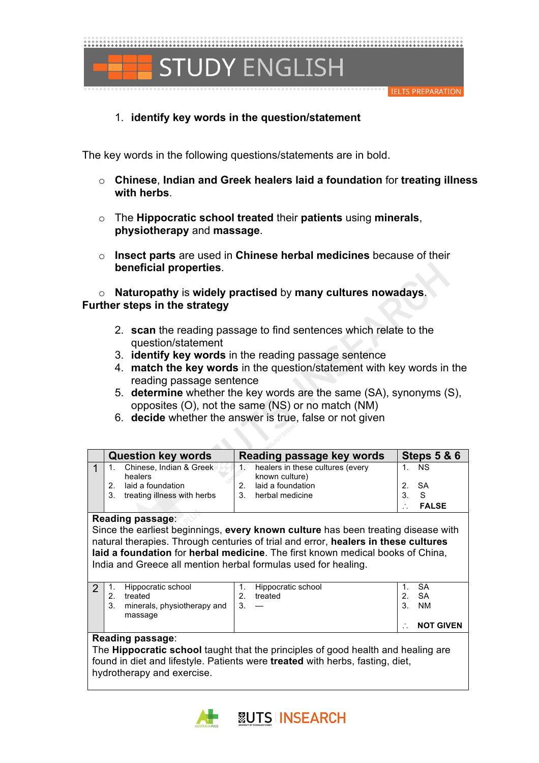1. **identify key words in the question/statement**

The key words in the following questions/statements are in bold.

- **Chinese**, **Indian and Greek healers laid a foundation** for **treating illness with herbs**.
- The **Hippocratic school treated** their **patients** using **minerals**, **physiotherapy** and **massage**.
- **Insect parts** are used in **Chinese herbal medicines** because of their **beneficial properties**.
- **Naturopathy** is **widely practised** by **many cultures nowadays**.

**Further steps in the strategy**

2. **scan** the reading passage to find sentences which relate to the question/statement
3. **identify key words** in the reading passage sentence
4. **match the key words** in the question/statement with key words in the reading passage sentence
5. **determine** whether the key words are the same (SA), synonyms (S), opposites (O), not the same (NS) or no match (NM)
6. **decide** whether the answer is true, false or not given

| | Question key words | Reading passage key words | Steps 5 & 6 |
|---|---|---|---|
| 1 | 1. Chinese, Indian & Greek healers<br>2. laid a foundation<br>3. treating illness with herbs | 1. healers in these cultures (every known culture)<br>2. laid a foundation<br>3. herbal medicine | 1. NS<br>2. SA<br>3. S<br>∴ **FALSE** |
| | **Reading passage**:<br>Since the earliest beginnings, **every known culture** has been treating disease with natural therapies. Through centuries of trial and error, **healers in these cultures laid a foundation** for **herbal medicine**. The first known medical books of China, India and Greece all mention herbal formulas used for healing. | | |
| 2 | 1. Hippocratic school<br>2. treated<br>3. minerals, physiotherapy and massage | 1. Hippocratic school<br>2. treated<br>3. — | 1. SA<br>2. SA<br>3. NM<br>∴ **NOT GIVEN** |
| | **Reading passage**:<br>The **Hippocratic school** taught that the principles of good health and healing are found in diet and lifestyle. Patients were **treated** with herbs, fasting, diet, hydrotherapy and exercise. | | |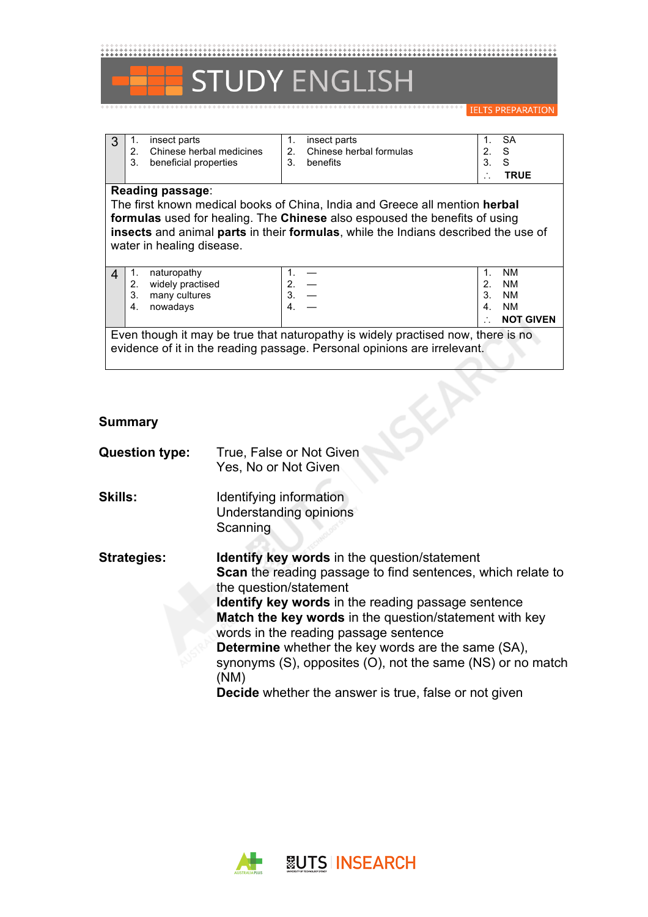| | | | |
|---|---|---|---|
| 3 | 1. insect parts<br>2. Chinese herbal medicines<br>3. beneficial properties | 1. insect parts<br>2. Chinese herbal formulas<br>3. benefits | 1. SA<br>2. S<br>3. S<br>∴ **TRUE** |
| **Reading passage**:<br>The first known medical books of China, India and Greece all mention **herbal formulas** used for healing. The **Chinese** also espoused the benefits of using **insects** and animal **parts** in their **formulas**, while the Indians described the use of water in healing disease. | | | |
| 4 | 1. naturopathy<br>2. widely practised<br>3. many cultures<br>4. nowadays | 1. —<br>2. —<br>3. —<br>4. — | 1. NM<br>2. NM<br>3. NM<br>4. NM<br>∴ **NOT GIVEN** |
| Even though it may be true that naturopathy is widely practised now, there is no evidence of it in the reading passage. Personal opinions are irrelevant. | | | |

## Summary

**Question type:** True, False or Not Given
Yes, No or Not Given

**Skills:** Identifying information
Understanding opinions
Scanning

**Strategies:** **Identify key words** in the question/statement
**Scan** the reading passage to find sentences, which relate to the question/statement
**Identify key words** in the reading passage sentence
**Match the key words** in the question/statement with key words in the reading passage sentence
**Determine** whether the key words are the same (SA), synonyms (S), opposites (O), not the same (NS) or no match (NM)
**Decide** whether the answer is true, false or not given